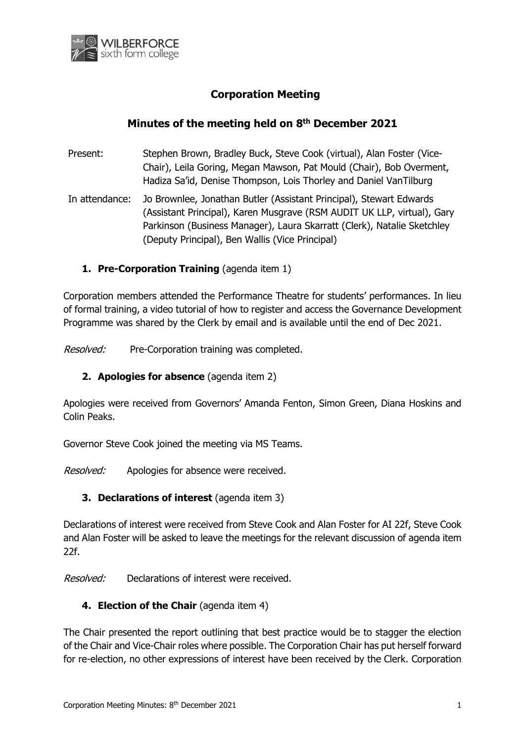# Corporation Meeting

## Minutes of the meeting held on 8th December 2021

| | |
|---|---|
| Present: | Stephen Brown, Bradley Buck, Steve Cook (virtual), Alan Foster (Vice-Chair), Leila Goring, Megan Mawson, Pat Mould (Chair), Bob Overment, Hadiza Sa'id, Denise Thompson, Lois Thorley and Daniel VanTilburg |
| In attendance: | Jo Brownlee, Jonathan Butler (Assistant Principal), Stewart Edwards (Assistant Principal), Karen Musgrave (RSM AUDIT UK LLP, virtual), Gary Parkinson (Business Manager), Laura Skarratt (Clerk), Natalie Sketchley (Deputy Principal), Ben Wallis (Vice Principal) |

### 1. Pre-Corporation Training (agenda item 1)

Corporation members attended the Performance Theatre for students' performances. In lieu of formal training, a video tutorial of how to register and access the Governance Development Programme was shared by the Clerk by email and is available until the end of Dec 2021.

*Resolved:* Pre-Corporation training was completed.

### 2. Apologies for absence (agenda item 2)

Apologies were received from Governors' Amanda Fenton, Simon Green, Diana Hoskins and Colin Peaks.

Governor Steve Cook joined the meeting via MS Teams.

*Resolved:* Apologies for absence were received.

### 3. Declarations of interest (agenda item 3)

Declarations of interest were received from Steve Cook and Alan Foster for AI 22f, Steve Cook and Alan Foster will be asked to leave the meetings for the relevant discussion of agenda item 22f.

*Resolved:* Declarations of interest were received.

### 4. Election of the Chair (agenda item 4)

The Chair presented the report outlining that best practice would be to stagger the election of the Chair and Vice-Chair roles where possible. The Corporation Chair has put herself forward for re-election, no other expressions of interest have been received by the Clerk. Corporation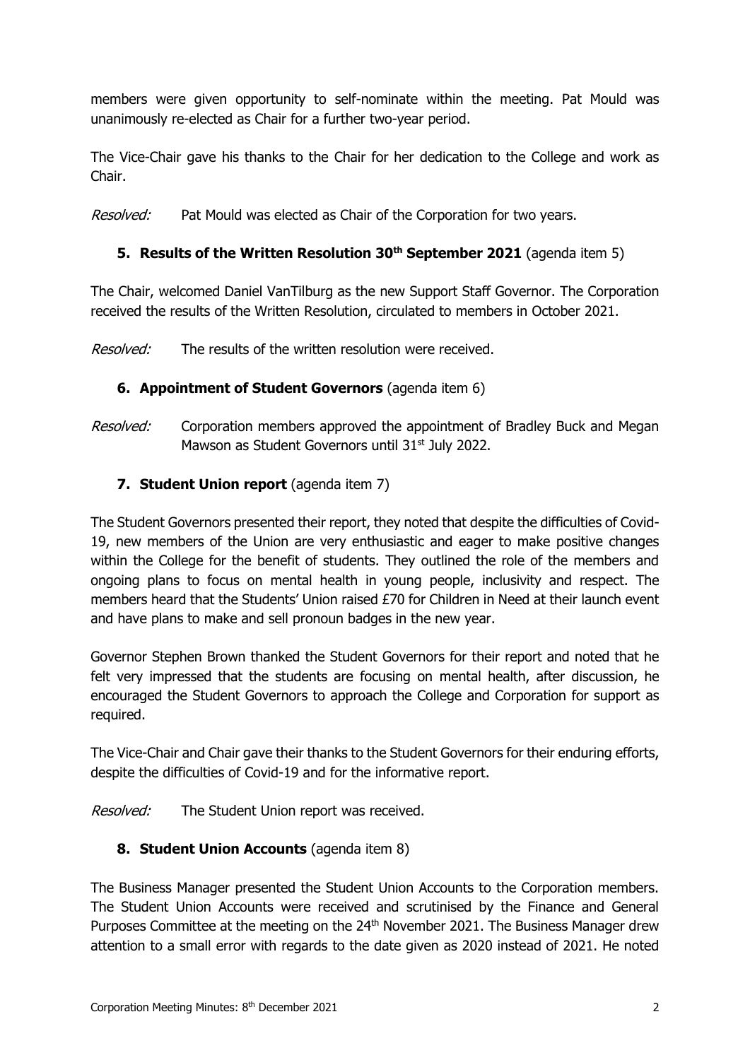members were given opportunity to self-nominate within the meeting. Pat Mould was unanimously re-elected as Chair for a further two-year period.

The Vice-Chair gave his thanks to the Chair for her dedication to the College and work as Chair.

*Resolved:* Pat Mould was elected as Chair of the Corporation for two years.

### 5. **Results of the Written Resolution 30th September 2021** (agenda item 5)

The Chair, welcomed Daniel VanTilburg as the new Support Staff Governor. The Corporation received the results of the Written Resolution, circulated to members in October 2021.

*Resolved:* The results of the written resolution were received.

### 6. **Appointment of Student Governors** (agenda item 6)

*Resolved:* Corporation members approved the appointment of Bradley Buck and Megan Mawson as Student Governors until 31st July 2022.

### 7. **Student Union report** (agenda item 7)

The Student Governors presented their report, they noted that despite the difficulties of Covid-19, new members of the Union are very enthusiastic and eager to make positive changes within the College for the benefit of students. They outlined the role of the members and ongoing plans to focus on mental health in young people, inclusivity and respect. The members heard that the Students' Union raised £70 for Children in Need at their launch event and have plans to make and sell pronoun badges in the new year.

Governor Stephen Brown thanked the Student Governors for their report and noted that he felt very impressed that the students are focusing on mental health, after discussion, he encouraged the Student Governors to approach the College and Corporation for support as required.

The Vice-Chair and Chair gave their thanks to the Student Governors for their enduring efforts, despite the difficulties of Covid-19 and for the informative report.

*Resolved:* The Student Union report was received.

### 8. **Student Union Accounts** (agenda item 8)

The Business Manager presented the Student Union Accounts to the Corporation members. The Student Union Accounts were received and scrutinised by the Finance and General Purposes Committee at the meeting on the 24th November 2021. The Business Manager drew attention to a small error with regards to the date given as 2020 instead of 2021. He noted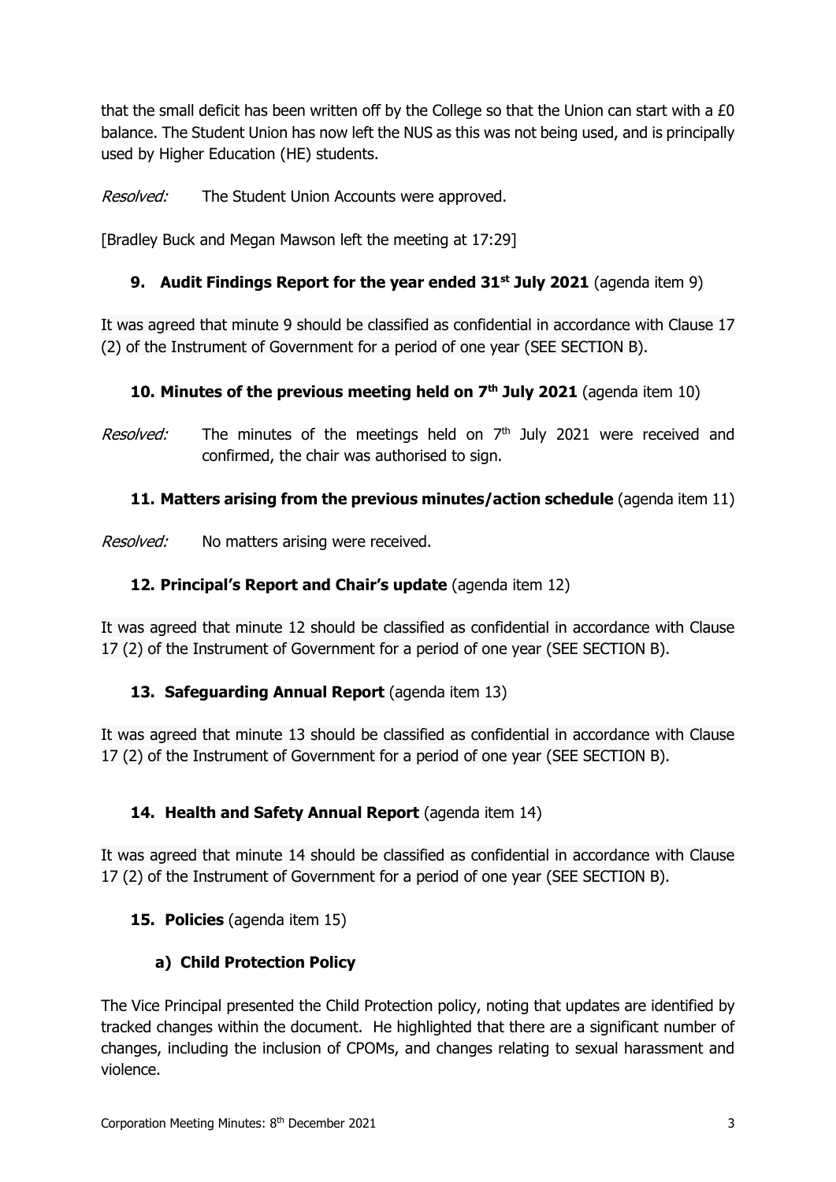that the small deficit has been written off by the College so that the Union can start with a £0 balance. The Student Union has now left the NUS as this was not being used, and is principally used by Higher Education (HE) students.

*Resolved:* The Student Union Accounts were approved.

[Bradley Buck and Megan Mawson left the meeting at 17:29]

### 9. Audit Findings Report for the year ended 31st July 2021 (agenda item 9)

It was agreed that minute 9 should be classified as confidential in accordance with Clause 17 (2) of the Instrument of Government for a period of one year (SEE SECTION B).

### 10. Minutes of the previous meeting held on 7th July 2021 (agenda item 10)

*Resolved:* The minutes of the meetings held on 7th July 2021 were received and confirmed, the chair was authorised to sign.

### 11. Matters arising from the previous minutes/action schedule (agenda item 11)

*Resolved:* No matters arising were received.

### 12. Principal's Report and Chair's update (agenda item 12)

It was agreed that minute 12 should be classified as confidential in accordance with Clause 17 (2) of the Instrument of Government for a period of one year (SEE SECTION B).

### 13. Safeguarding Annual Report (agenda item 13)

It was agreed that minute 13 should be classified as confidential in accordance with Clause 17 (2) of the Instrument of Government for a period of one year (SEE SECTION B).

### 14. Health and Safety Annual Report (agenda item 14)

It was agreed that minute 14 should be classified as confidential in accordance with Clause 17 (2) of the Instrument of Government for a period of one year (SEE SECTION B).

### 15. Policies (agenda item 15)

#### a) Child Protection Policy

The Vice Principal presented the Child Protection policy, noting that updates are identified by tracked changes within the document. He highlighted that there are a significant number of changes, including the inclusion of CPOMs, and changes relating to sexual harassment and violence.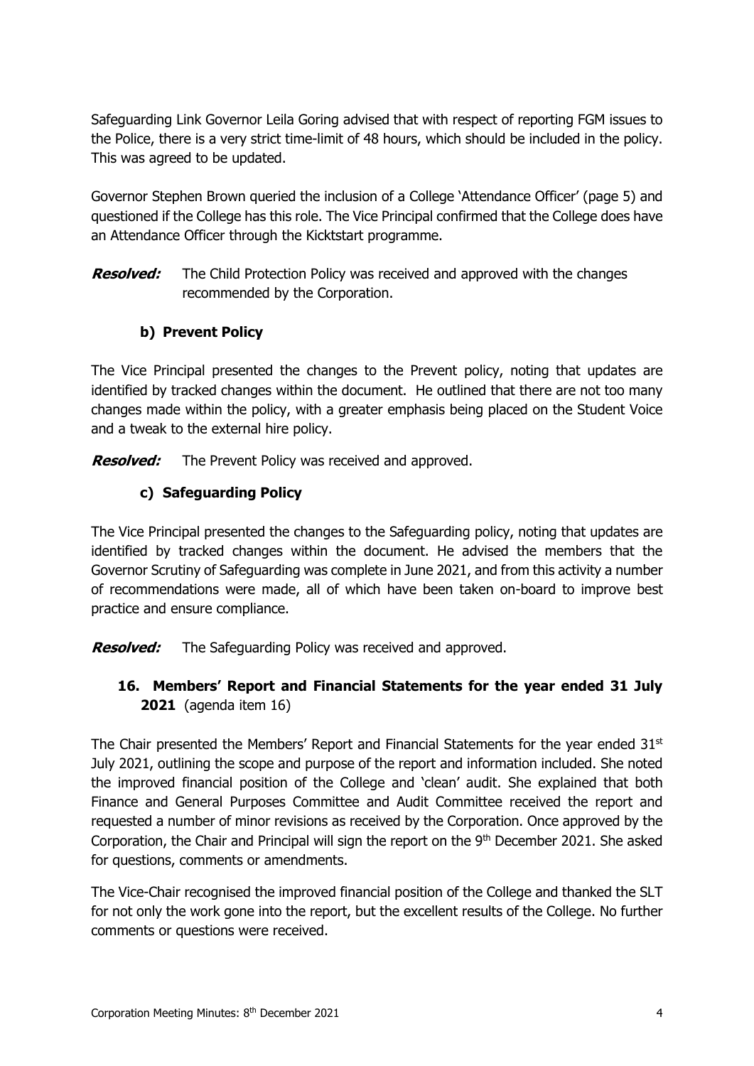Safeguarding Link Governor Leila Goring advised that with respect of reporting FGM issues to the Police, there is a very strict time-limit of 48 hours, which should be included in the policy. This was agreed to be updated.

Governor Stephen Brown queried the inclusion of a College 'Attendance Officer' (page 5) and questioned if the College has this role. The Vice Principal confirmed that the College does have an Attendance Officer through the Kicktstart programme.

***Resolved:*** The Child Protection Policy was received and approved with the changes recommended by the Corporation.

### b) Prevent Policy

The Vice Principal presented the changes to the Prevent policy, noting that updates are identified by tracked changes within the document. He outlined that there are not too many changes made within the policy, with a greater emphasis being placed on the Student Voice and a tweak to the external hire policy.

***Resolved:*** The Prevent Policy was received and approved.

### c) Safeguarding Policy

The Vice Principal presented the changes to the Safeguarding policy, noting that updates are identified by tracked changes within the document. He advised the members that the Governor Scrutiny of Safeguarding was complete in June 2021, and from this activity a number of recommendations were made, all of which have been taken on-board to improve best practice and ensure compliance.

***Resolved:*** The Safeguarding Policy was received and approved.

## 16. Members' Report and Financial Statements for the year ended 31 July 2021 (agenda item 16)

The Chair presented the Members' Report and Financial Statements for the year ended 31st July 2021, outlining the scope and purpose of the report and information included. She noted the improved financial position of the College and 'clean' audit. She explained that both Finance and General Purposes Committee and Audit Committee received the report and requested a number of minor revisions as received by the Corporation. Once approved by the Corporation, the Chair and Principal will sign the report on the 9th December 2021. She asked for questions, comments or amendments.

The Vice-Chair recognised the improved financial position of the College and thanked the SLT for not only the work gone into the report, but the excellent results of the College. No further comments or questions were received.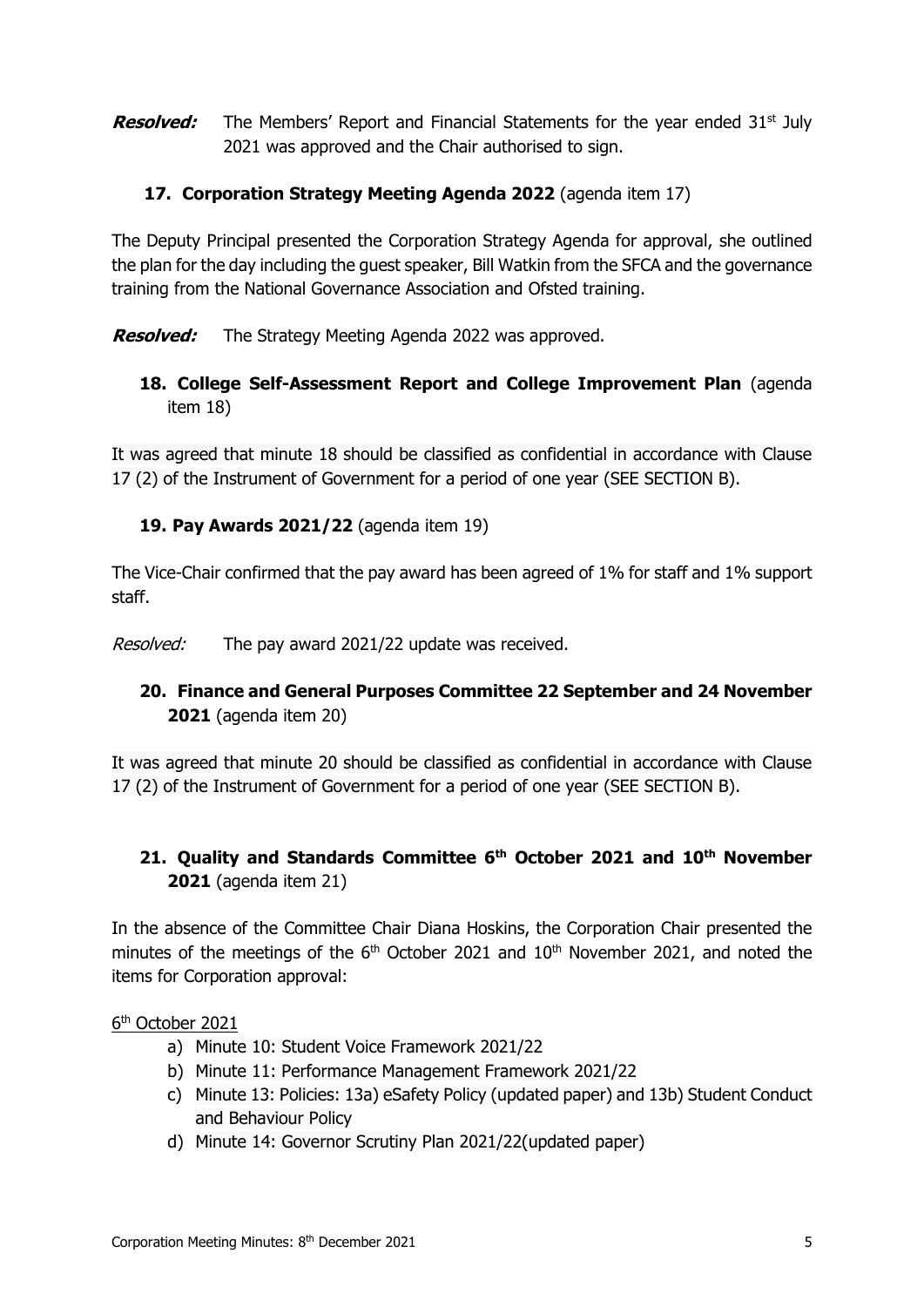**Resolved:** The Members' Report and Financial Statements for the year ended 31st July 2021 was approved and the Chair authorised to sign.

### 17. Corporation Strategy Meeting Agenda 2022 (agenda item 17)

The Deputy Principal presented the Corporation Strategy Agenda for approval, she outlined the plan for the day including the guest speaker, Bill Watkin from the SFCA and the governance training from the National Governance Association and Ofsted training.

**Resolved:** The Strategy Meeting Agenda 2022 was approved.

### 18. College Self-Assessment Report and College Improvement Plan (agenda item 18)

It was agreed that minute 18 should be classified as confidential in accordance with Clause 17 (2) of the Instrument of Government for a period of one year (SEE SECTION B).

### 19. Pay Awards 2021/22 (agenda item 19)

The Vice-Chair confirmed that the pay award has been agreed of 1% for staff and 1% support staff.

*Resolved:* The pay award 2021/22 update was received.

### 20. Finance and General Purposes Committee 22 September and 24 November 2021 (agenda item 20)

It was agreed that minute 20 should be classified as confidential in accordance with Clause 17 (2) of the Instrument of Government for a period of one year (SEE SECTION B).

### 21. Quality and Standards Committee 6th October 2021 and 10th November 2021 (agenda item 21)

In the absence of the Committee Chair Diana Hoskins, the Corporation Chair presented the minutes of the meetings of the 6th October 2021 and 10th November 2021, and noted the items for Corporation approval:

6th October 2021

a) Minute 10: Student Voice Framework 2021/22
b) Minute 11: Performance Management Framework 2021/22
c) Minute 13: Policies: 13a) eSafety Policy (updated paper) and 13b) Student Conduct and Behaviour Policy
d) Minute 14: Governor Scrutiny Plan 2021/22(updated paper)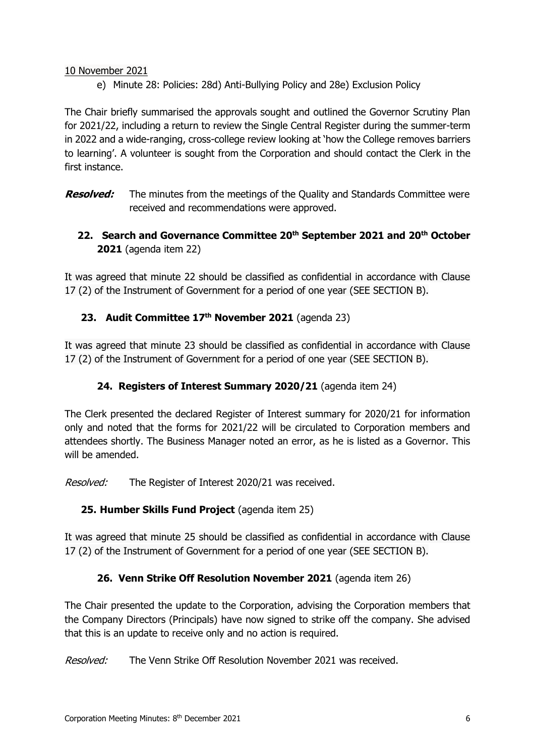10 November 2021

e) Minute 28: Policies: 28d) Anti-Bullying Policy and 28e) Exclusion Policy

The Chair briefly summarised the approvals sought and outlined the Governor Scrutiny Plan for 2021/22, including a return to review the Single Central Register during the summer-term in 2022 and a wide-ranging, cross-college review looking at 'how the College removes barriers to learning'. A volunteer is sought from the Corporation and should contact the Clerk in the first instance.

***Resolved:*** The minutes from the meetings of the Quality and Standards Committee were received and recommendations were approved.

### 22. Search and Governance Committee 20th September 2021 and 20th October 2021 (agenda item 22)

It was agreed that minute 22 should be classified as confidential in accordance with Clause 17 (2) of the Instrument of Government for a period of one year (SEE SECTION B).

### 23. Audit Committee 17th November 2021 (agenda 23)

It was agreed that minute 23 should be classified as confidential in accordance with Clause 17 (2) of the Instrument of Government for a period of one year (SEE SECTION B).

### 24. Registers of Interest Summary 2020/21 (agenda item 24)

The Clerk presented the declared Register of Interest summary for 2020/21 for information only and noted that the forms for 2021/22 will be circulated to Corporation members and attendees shortly. The Business Manager noted an error, as he is listed as a Governor. This will be amended.

*Resolved:* The Register of Interest 2020/21 was received.

### 25. Humber Skills Fund Project (agenda item 25)

It was agreed that minute 25 should be classified as confidential in accordance with Clause 17 (2) of the Instrument of Government for a period of one year (SEE SECTION B).

### 26. Venn Strike Off Resolution November 2021 (agenda item 26)

The Chair presented the update to the Corporation, advising the Corporation members that the Company Directors (Principals) have now signed to strike off the company. She advised that this is an update to receive only and no action is required.

*Resolved:* The Venn Strike Off Resolution November 2021 was received.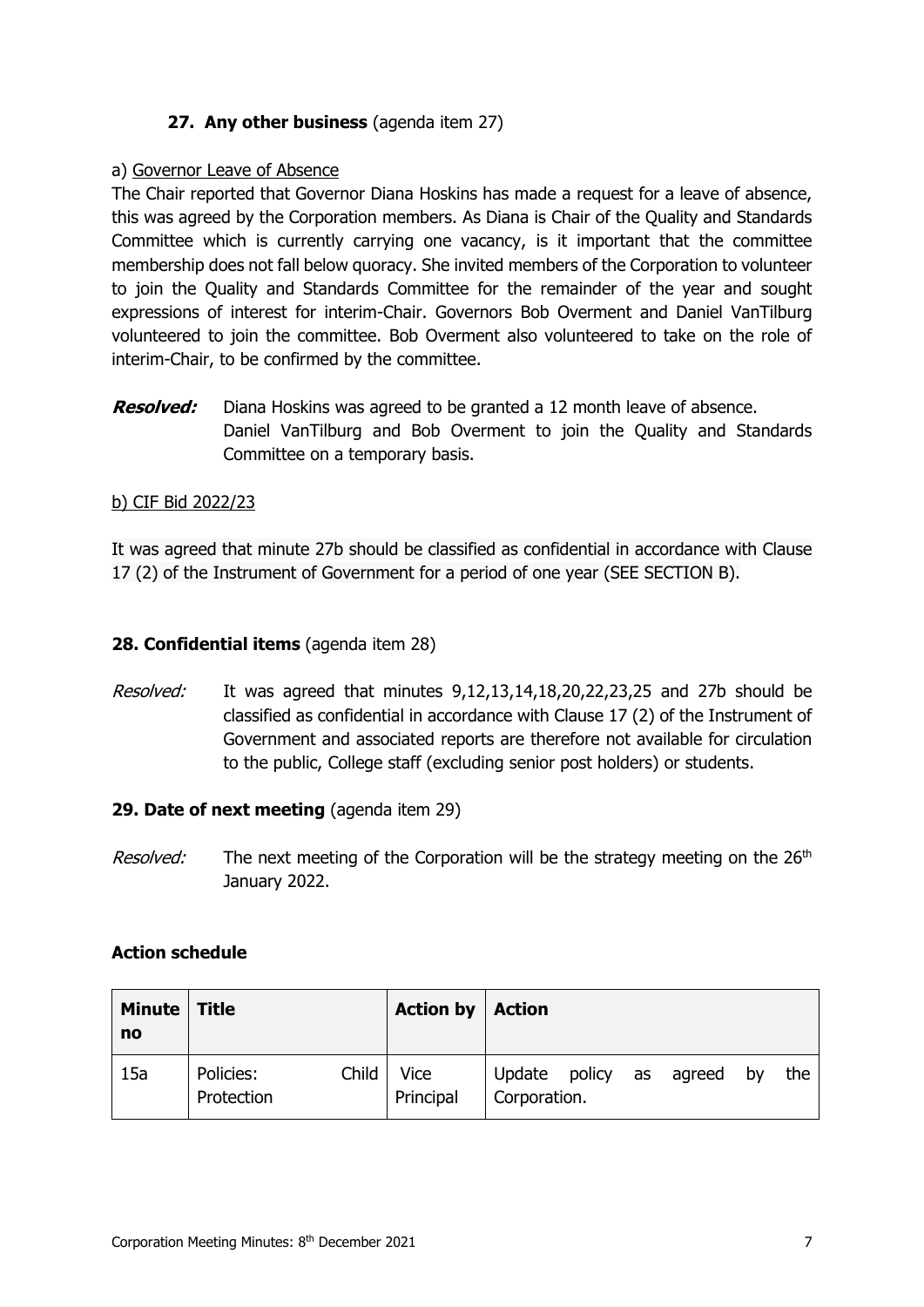### 27. Any other business (agenda item 27)

a) Governor Leave of Absence

The Chair reported that Governor Diana Hoskins has made a request for a leave of absence, this was agreed by the Corporation members. As Diana is Chair of the Quality and Standards Committee which is currently carrying one vacancy, is it important that the committee membership does not fall below quoracy. She invited members of the Corporation to volunteer to join the Quality and Standards Committee for the remainder of the year and sought expressions of interest for interim-Chair. Governors Bob Overment and Daniel VanTilburg volunteered to join the committee. Bob Overment also volunteered to take on the role of interim-Chair, to be confirmed by the committee.

***Resolved:*** Diana Hoskins was agreed to be granted a 12 month leave of absence. Daniel VanTilburg and Bob Overment to join the Quality and Standards Committee on a temporary basis.

b) CIF Bid 2022/23

It was agreed that minute 27b should be classified as confidential in accordance with Clause 17 (2) of the Instrument of Government for a period of one year (SEE SECTION B).

### 28. Confidential items (agenda item 28)

*Resolved:* It was agreed that minutes 9,12,13,14,18,20,22,23,25 and 27b should be classified as confidential in accordance with Clause 17 (2) of the Instrument of Government and associated reports are therefore not available for circulation to the public, College staff (excluding senior post holders) or students.

### 29. Date of next meeting (agenda item 29)

*Resolved:* The next meeting of the Corporation will be the strategy meeting on the 26th January 2022.

### Action schedule

| Minute no | Title | Action by | Action |
|---|---|---|---|
| 15a | Policies: Child Protection | Vice Principal | Update policy as agreed by the Corporation. |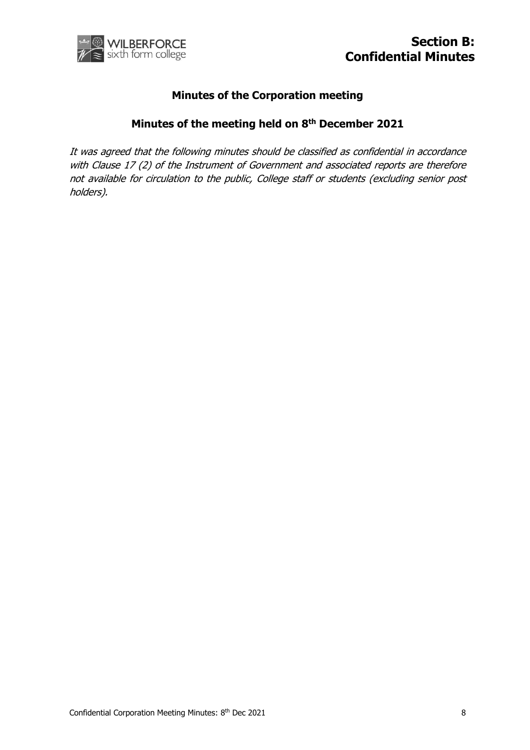# Section B: Confidential Minutes

## Minutes of the Corporation meeting

## Minutes of the meeting held on 8th December 2021

*It was agreed that the following minutes should be classified as confidential in accordance with Clause 17 (2) of the Instrument of Government and associated reports are therefore not available for circulation to the public, College staff or students (excluding senior post holders).*